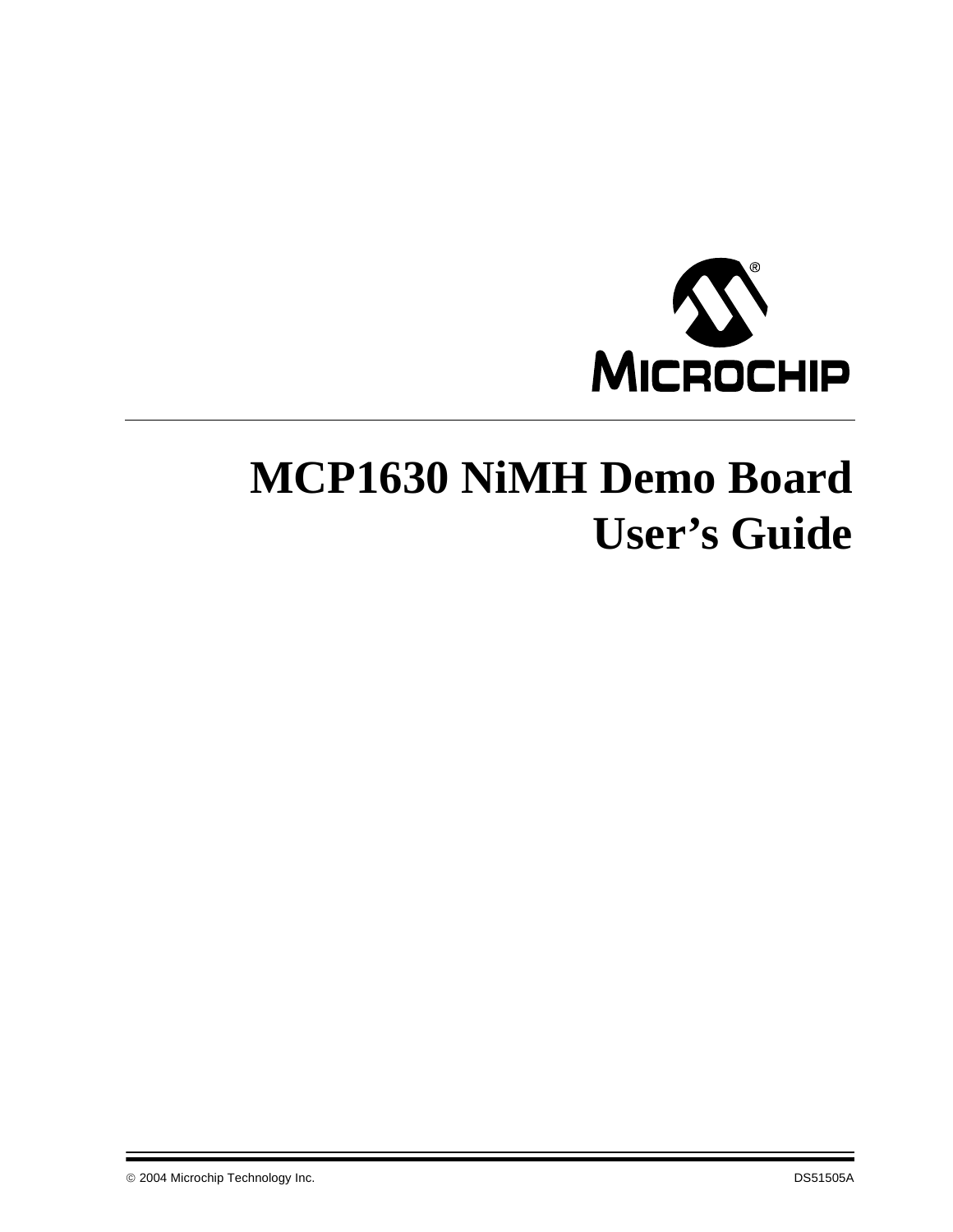# MCP1630 NiMH Demo Board User's Guide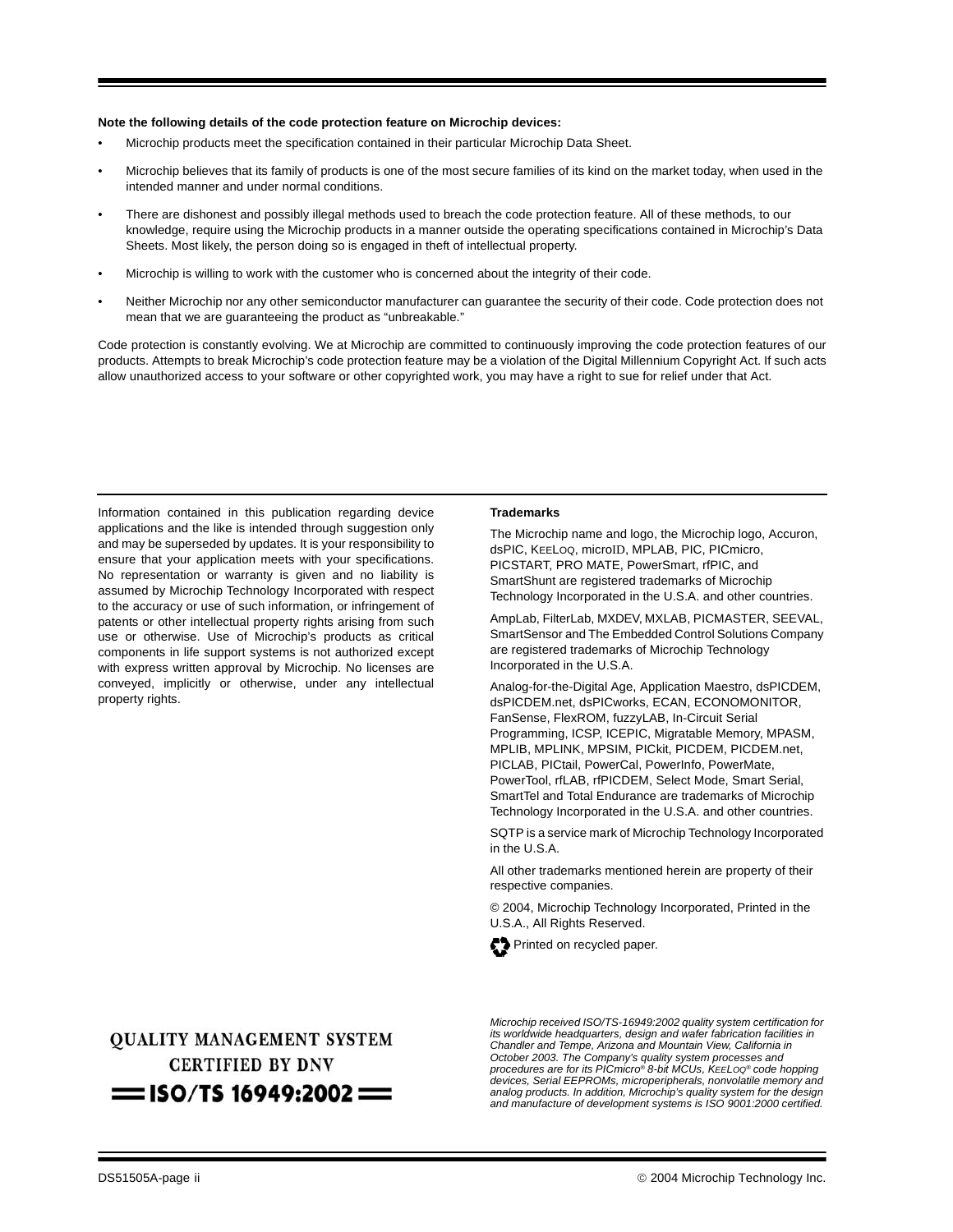**Note the following details of the code protection feature on Microchip devices:**

- Microchip products meet the specification contained in their particular Microchip Data Sheet.
- Microchip believes that its family of products is one of the most secure families of its kind on the market today, when used in the intended manner and under normal conditions.
- There are dishonest and possibly illegal methods used to breach the code protection feature. All of these methods, to our knowledge, require using the Microchip products in a manner outside the operating specifications contained in Microchip's Data Sheets. Most likely, the person doing so is engaged in theft of intellectual property.
- Microchip is willing to work with the customer who is concerned about the integrity of their code.
- Neither Microchip nor any other semiconductor manufacturer can guarantee the security of their code. Code protection does not mean that we are guaranteeing the product as "unbreakable."

Code protection is constantly evolving. We at Microchip are committed to continuously improving the code protection features of our products. Attempts to break Microchip's code protection feature may be a violation of the Digital Millennium Copyright Act. If such acts allow unauthorized access to your software or other copyrighted work, you may have a right to sue for relief under that Act.

Information contained in this publication regarding device applications and the like is intended through suggestion only and may be superseded by updates. It is your responsibility to ensure that your application meets with your specifications. No representation or warranty is given and no liability is assumed by Microchip Technology Incorporated with respect to the accuracy or use of such information, or infringement of patents or other intellectual property rights arising from such use or otherwise. Use of Microchip's products as critical components in life support systems is not authorized except with express written approval by Microchip. No licenses are conveyed, implicitly or otherwise, under any intellectual property rights.

**Trademarks**

The Microchip name and logo, the Microchip logo, Accuron, dsPIC, KEELOQ, microID, MPLAB, PIC, PICmicro, PICSTART, PRO MATE, PowerSmart, rfPIC, and SmartShunt are registered trademarks of Microchip Technology Incorporated in the U.S.A. and other countries.

AmpLab, FilterLab, MXDEV, MXLAB, PICMASTER, SEEVAL, SmartSensor and The Embedded Control Solutions Company are registered trademarks of Microchip Technology Incorporated in the U.S.A.

Analog-for-the-Digital Age, Application Maestro, dsPICDEM, dsPICDEM.net, dsPICworks, ECAN, ECONOMONITOR, FanSense, FlexROM, fuzzyLAB, In-Circuit Serial Programming, ICSP, ICEPIC, Migratable Memory, MPASM, MPLIB, MPLINK, MPSIM, PICkit, PICDEM, PICDEM.net, PICLAB, PICtail, PowerCal, PowerInfo, PowerMate, PowerTool, rfLAB, rfPICDEM, Select Mode, Smart Serial, SmartTel and Total Endurance are trademarks of Microchip Technology Incorporated in the U.S.A. and other countries.

SQTP is a service mark of Microchip Technology Incorporated in the U.S.A.

All other trademarks mentioned herein are property of their respective companies.

© 2004, Microchip Technology Incorporated, Printed in the U.S.A., All Rights Reserved.

Printed on recycled paper.

QUALITY MANAGEMENT SYSTEM
CERTIFIED BY DNV
ISO/TS 16949:2002

*Microchip received ISO/TS-16949:2002 quality system certification for its worldwide headquarters, design and wafer fabrication facilities in Chandler and Tempe, Arizona and Mountain View, California in October 2003. The Company's quality system processes and procedures are for its PICmicro® 8-bit MCUs, KEELOQ® code hopping devices, Serial EEPROMs, microperipherals, nonvolatile memory and analog products. In addition, Microchip's quality system for the design and manufacture of development systems is ISO 9001:2000 certified.*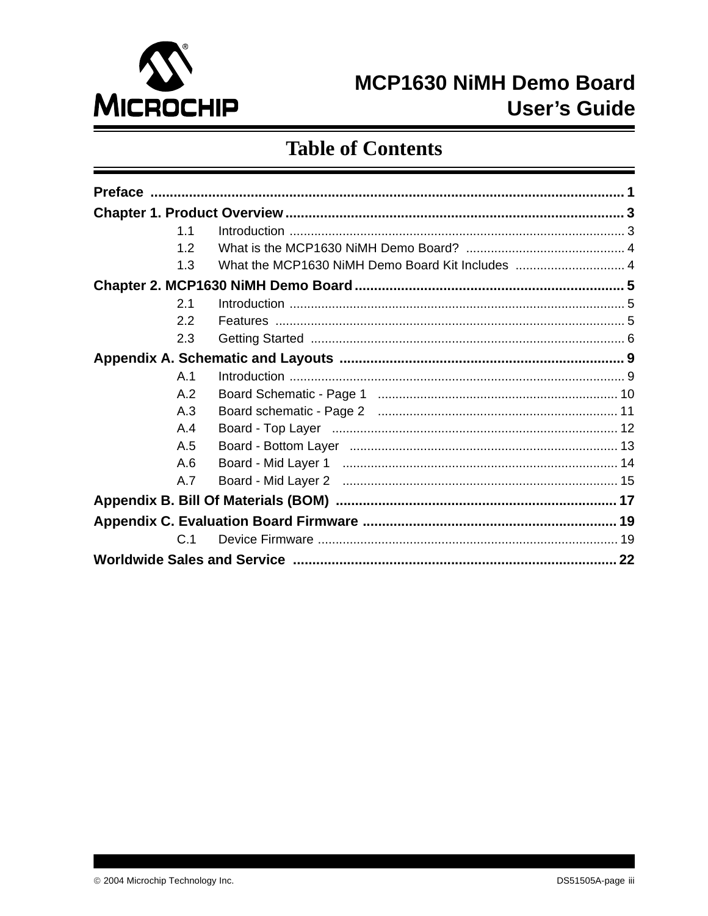# MCP1630 NiMH Demo Board User's Guide

## Table of Contents

**Preface** ........................................................................................................ 1

**Chapter 1. Product Overview** ....................................................................... 3

- 1.1 Introduction ............................................................................................ 3
- 1.2 What is the MCP1630 NiMH Demo Board? ............................................ 4
- 1.3 What the MCP1630 NiMH Demo Board Kit Includes ............................... 4

**Chapter 2. MCP1630 NiMH Demo Board** ..................................................... 5

- 2.1 Introduction ............................................................................................ 5
- 2.2 Features ................................................................................................. 5
- 2.3 Getting Started ....................................................................................... 6

**Appendix A. Schematic and Layouts** ............................................................ 9

- A.1 Introduction ............................................................................................ 9
- A.2 Board Schematic - Page 1 ..................................................................... 10
- A.3 Board schematic - Page 2 ..................................................................... 11
- A.4 Board - Top Layer ................................................................................. 12
- A.5 Board - Bottom Layer ............................................................................ 13
- A.6 Board - Mid Layer 1 .............................................................................. 14
- A.7 Board - Mid Layer 2 .............................................................................. 15

**Appendix B. Bill Of Materials (BOM)** ........................................................... 17

**Appendix C. Evaluation Board Firmware** .................................................... 19

- C.1 Device Firmware ................................................................................... 19

**Worldwide Sales and Service** ...................................................................... 22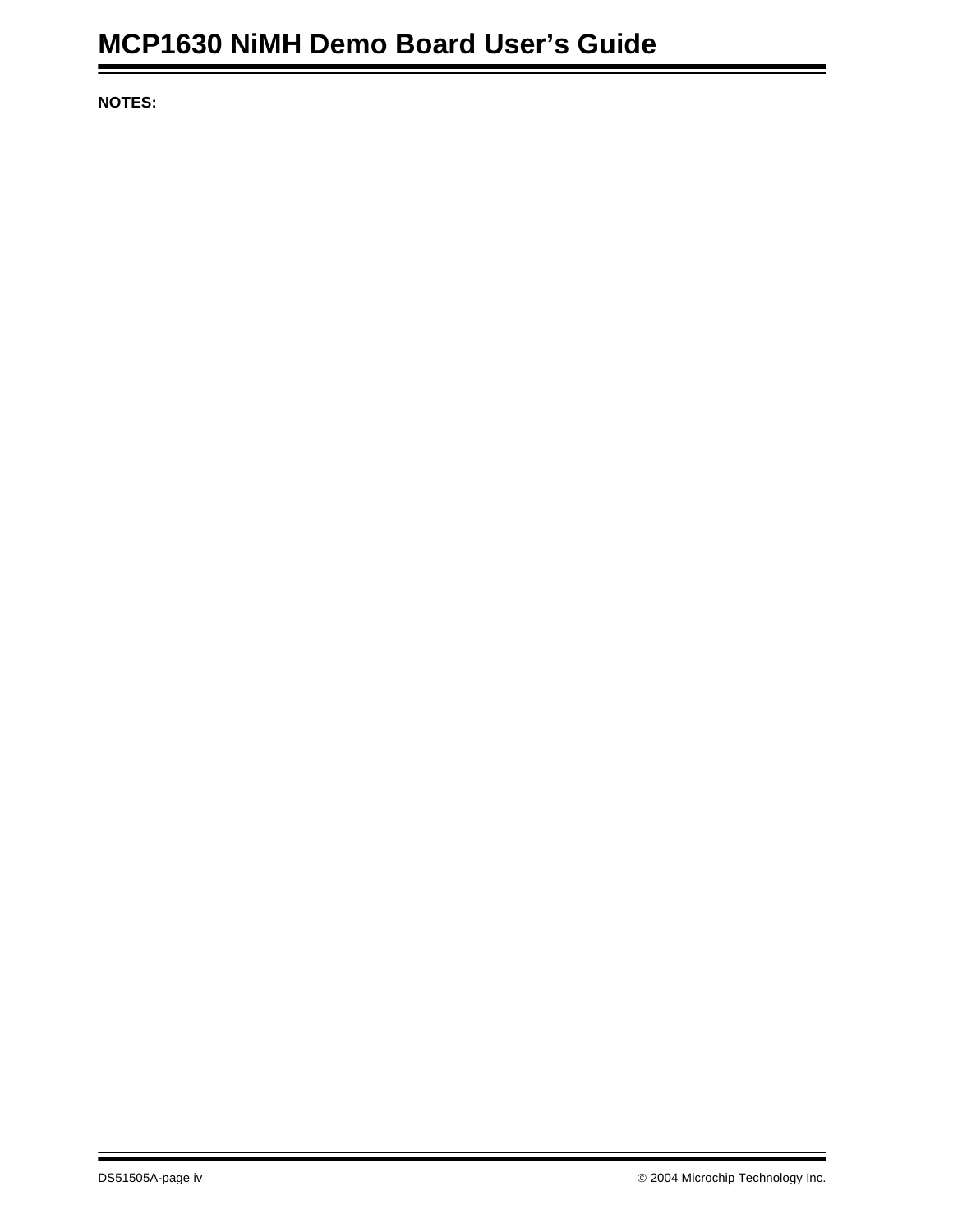**NOTES:**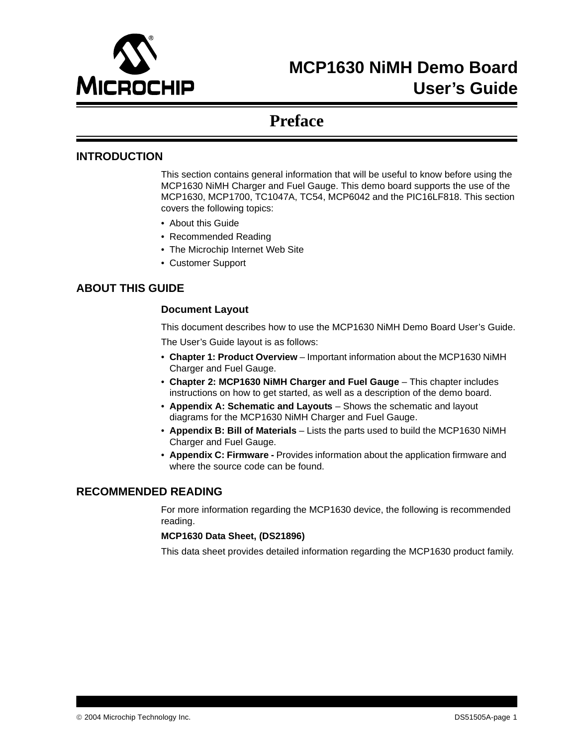# MCP1630 NiMH Demo Board User's Guide

## Preface

### INTRODUCTION

This section contains general information that will be useful to know before using the MCP1630 NiMH Charger and Fuel Gauge. This demo board supports the use of the MCP1630, MCP1700, TC1047A, TC54, MCP6042 and the PIC16LF818. This section covers the following topics:

- About this Guide
- Recommended Reading
- The Microchip Internet Web Site
- Customer Support

### ABOUT THIS GUIDE

#### Document Layout

This document describes how to use the MCP1630 NiMH Demo Board User's Guide.

The User's Guide layout is as follows:

- **Chapter 1: Product Overview** – Important information about the MCP1630 NiMH Charger and Fuel Gauge.
- **Chapter 2: MCP1630 NiMH Charger and Fuel Gauge** – This chapter includes instructions on how to get started, as well as a description of the demo board.
- **Appendix A: Schematic and Layouts** – Shows the schematic and layout diagrams for the MCP1630 NiMH Charger and Fuel Gauge.
- **Appendix B: Bill of Materials** – Lists the parts used to build the MCP1630 NiMH Charger and Fuel Gauge.
- **Appendix C: Firmware -** Provides information about the application firmware and where the source code can be found.

### RECOMMENDED READING

For more information regarding the MCP1630 device, the following is recommended reading.

**MCP1630 Data Sheet, (DS21896)**

This data sheet provides detailed information regarding the MCP1630 product family.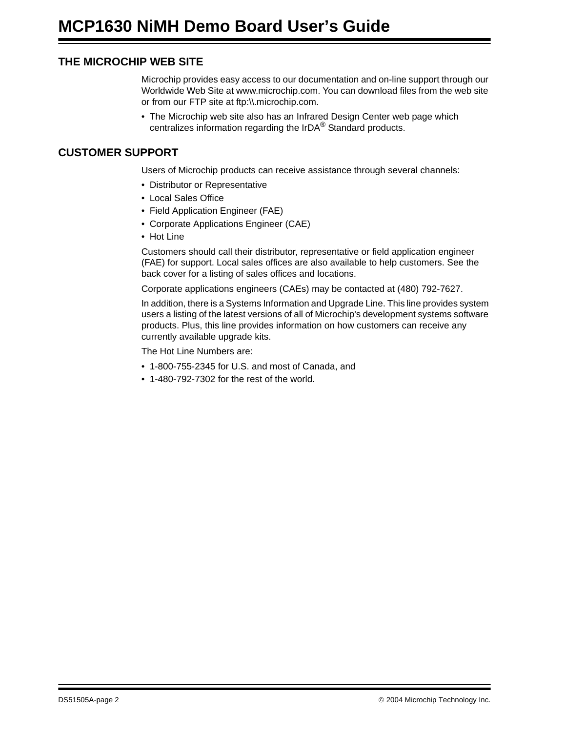## THE MICROCHIP WEB SITE

Microchip provides easy access to our documentation and on-line support through our Worldwide Web Site at www.microchip.com. You can download files from the web site or from our FTP site at ftp:\\.microchip.com.

- The Microchip web site also has an Infrared Design Center web page which centralizes information regarding the IrDA® Standard products.

## CUSTOMER SUPPORT

Users of Microchip products can receive assistance through several channels:

- Distributor or Representative
- Local Sales Office
- Field Application Engineer (FAE)
- Corporate Applications Engineer (CAE)
- Hot Line

Customers should call their distributor, representative or field application engineer (FAE) for support. Local sales offices are also available to help customers. See the back cover for a listing of sales offices and locations.

Corporate applications engineers (CAEs) may be contacted at (480) 792-7627.

In addition, there is a Systems Information and Upgrade Line. This line provides system users a listing of the latest versions of all of Microchip's development systems software products. Plus, this line provides information on how customers can receive any currently available upgrade kits.

The Hot Line Numbers are:

- 1-800-755-2345 for U.S. and most of Canada, and
- 1-480-792-7302 for the rest of the world.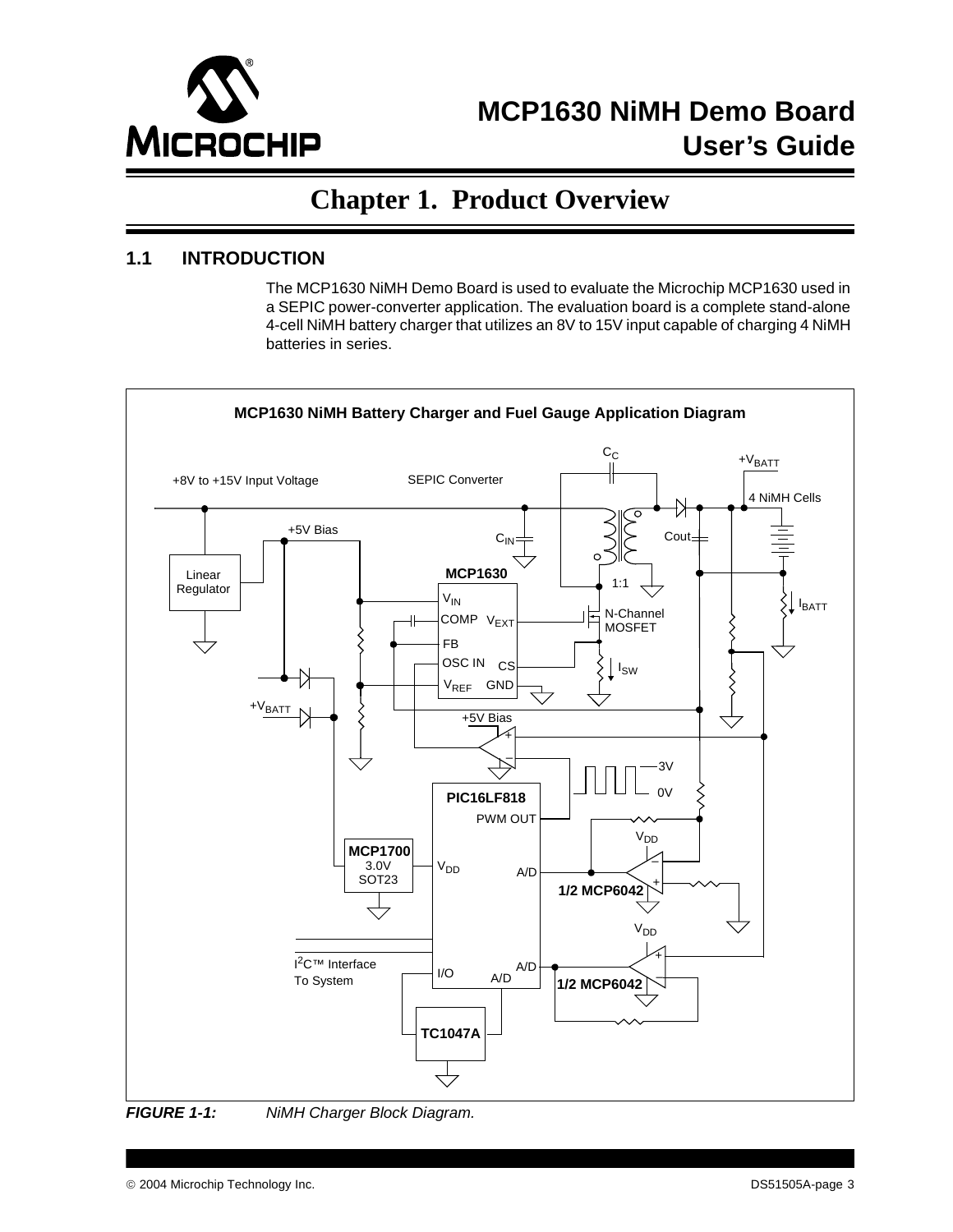# Chapter 1. Product Overview

## 1.1 INTRODUCTION

The MCP1630 NiMH Demo Board is used to evaluate the Microchip MCP1630 used in a SEPIC power-converter application. The evaluation board is a complete stand-alone 4-cell NiMH battery charger that utilizes an 8V to 15V input capable of charging 4 NiMH batteries in series.

**MCP1630 NiMH Battery Charger and Fuel Gauge Application Diagram**

***FIGURE 1-1:*** *NiMH Charger Block Diagram.*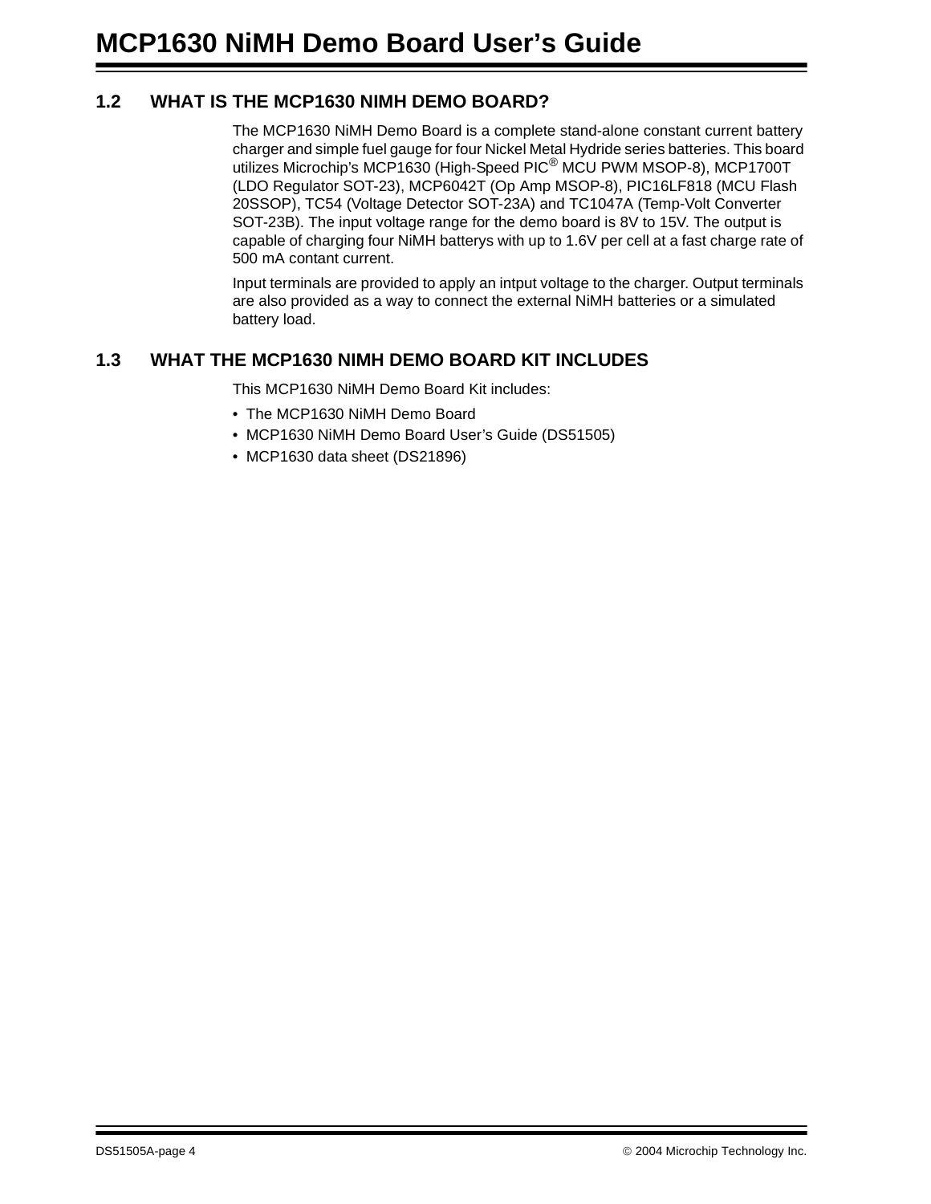## 1.2 WHAT IS THE MCP1630 NIMH DEMO BOARD?

The MCP1630 NiMH Demo Board is a complete stand-alone constant current battery charger and simple fuel gauge for four Nickel Metal Hydride series batteries. This board utilizes Microchip's MCP1630 (High-Speed PIC® MCU PWM MSOP-8), MCP1700T (LDO Regulator SOT-23), MCP6042T (Op Amp MSOP-8), PIC16LF818 (MCU Flash 20SSOP), TC54 (Voltage Detector SOT-23A) and TC1047A (Temp-Volt Converter SOT-23B). The input voltage range for the demo board is 8V to 15V. The output is capable of charging four NiMH batterys with up to 1.6V per cell at a fast charge rate of 500 mA contant current.

Input terminals are provided to apply an intput voltage to the charger. Output terminals are also provided as a way to connect the external NiMH batteries or a simulated battery load.

## 1.3 WHAT THE MCP1630 NIMH DEMO BOARD KIT INCLUDES

This MCP1630 NiMH Demo Board Kit includes:

- The MCP1630 NiMH Demo Board
- MCP1630 NiMH Demo Board User's Guide (DS51505)
- MCP1630 data sheet (DS21896)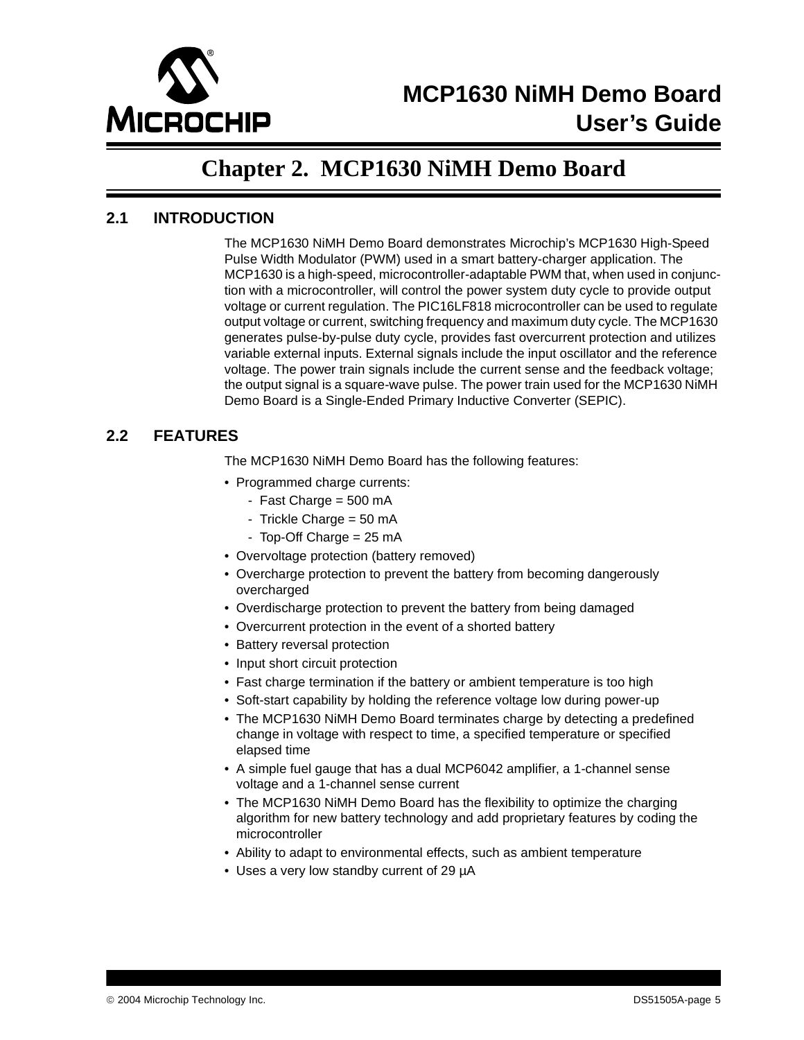# Chapter 2. MCP1630 NiMH Demo Board

## 2.1 INTRODUCTION

The MCP1630 NiMH Demo Board demonstrates Microchip's MCP1630 High-Speed Pulse Width Modulator (PWM) used in a smart battery-charger application. The MCP1630 is a high-speed, microcontroller-adaptable PWM that, when used in conjunction with a microcontroller, will control the power system duty cycle to provide output voltage or current regulation. The PIC16LF818 microcontroller can be used to regulate output voltage or current, switching frequency and maximum duty cycle. The MCP1630 generates pulse-by-pulse duty cycle, provides fast overcurrent protection and utilizes variable external inputs. External signals include the input oscillator and the reference voltage. The power train signals include the current sense and the feedback voltage; the output signal is a square-wave pulse. The power train used for the MCP1630 NiMH Demo Board is a Single-Ended Primary Inductive Converter (SEPIC).

## 2.2 FEATURES

The MCP1630 NiMH Demo Board has the following features:

- Programmed charge currents:
  - Fast Charge = 500 mA
  - Trickle Charge = 50 mA
  - Top-Off Charge = 25 mA
- Overvoltage protection (battery removed)
- Overcharge protection to prevent the battery from becoming dangerously overcharged
- Overdischarge protection to prevent the battery from being damaged
- Overcurrent protection in the event of a shorted battery
- Battery reversal protection
- Input short circuit protection
- Fast charge termination if the battery or ambient temperature is too high
- Soft-start capability by holding the reference voltage low during power-up
- The MCP1630 NiMH Demo Board terminates charge by detecting a predefined change in voltage with respect to time, a specified temperature or specified elapsed time
- A simple fuel gauge that has a dual MCP6042 amplifier, a 1-channel sense voltage and a 1-channel sense current
- The MCP1630 NiMH Demo Board has the flexibility to optimize the charging algorithm for new battery technology and add proprietary features by coding the microcontroller
- Ability to adapt to environmental effects, such as ambient temperature
- Uses a very low standby current of 29 µA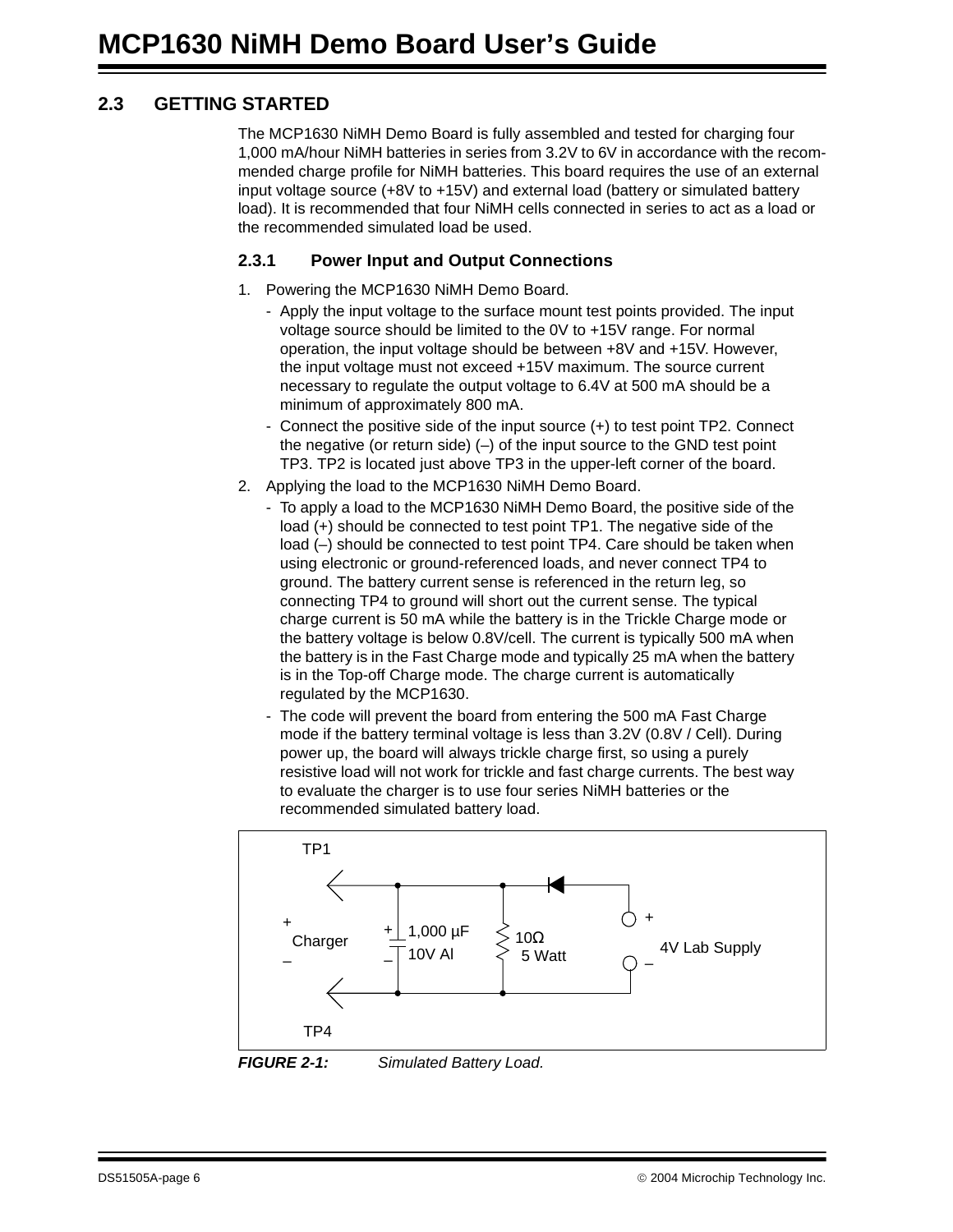## 2.3 GETTING STARTED

The MCP1630 NiMH Demo Board is fully assembled and tested for charging four 1,000 mA/hour NiMH batteries in series from 3.2V to 6V in accordance with the recommended charge profile for NiMH batteries. This board requires the use of an external input voltage source (+8V to +15V) and external load (battery or simulated battery load). It is recommended that four NiMH cells connected in series to act as a load or the recommended simulated load be used.

### 2.3.1 Power Input and Output Connections

1. Powering the MCP1630 NiMH Demo Board.
   - Apply the input voltage to the surface mount test points provided. The input voltage source should be limited to the 0V to +15V range. For normal operation, the input voltage should be between +8V and +15V. However, the input voltage must not exceed +15V maximum. The source current necessary to regulate the output voltage to 6.4V at 500 mA should be a minimum of approximately 800 mA.
   - Connect the positive side of the input source (+) to test point TP2. Connect the negative (or return side) (–) of the input source to the GND test point TP3. TP2 is located just above TP3 in the upper-left corner of the board.
2. Applying the load to the MCP1630 NiMH Demo Board.
   - To apply a load to the MCP1630 NiMH Demo Board, the positive side of the load (+) should be connected to test point TP1. The negative side of the load (–) should be connected to test point TP4. Care should be taken when using electronic or ground-referenced loads, and never connect TP4 to ground. The battery current sense is referenced in the return leg, so connecting TP4 to ground will short out the current sense. The typical charge current is 50 mA while the battery is in the Trickle Charge mode or the battery voltage is below 0.8V/cell. The current is typically 500 mA when the battery is in the Fast Charge mode and typically 25 mA when the battery is in the Top-off Charge mode. The charge current is automatically regulated by the MCP1630.
   - The code will prevent the board from entering the 500 mA Fast Charge mode if the battery terminal voltage is less than 3.2V (0.8V / Cell). During power up, the board will always trickle charge first, so using a purely resistive load will not work for trickle and fast charge currents. The best way to evaluate the charger is to use four series NiMH batteries or the recommended simulated battery load.

TP1

\+ Charger –

\+ 1,000 µF 10V Al –

10Ω 5 Watt

\+ 4V Lab Supply –

TP4

**FIGURE 2-1:** *Simulated Battery Load.*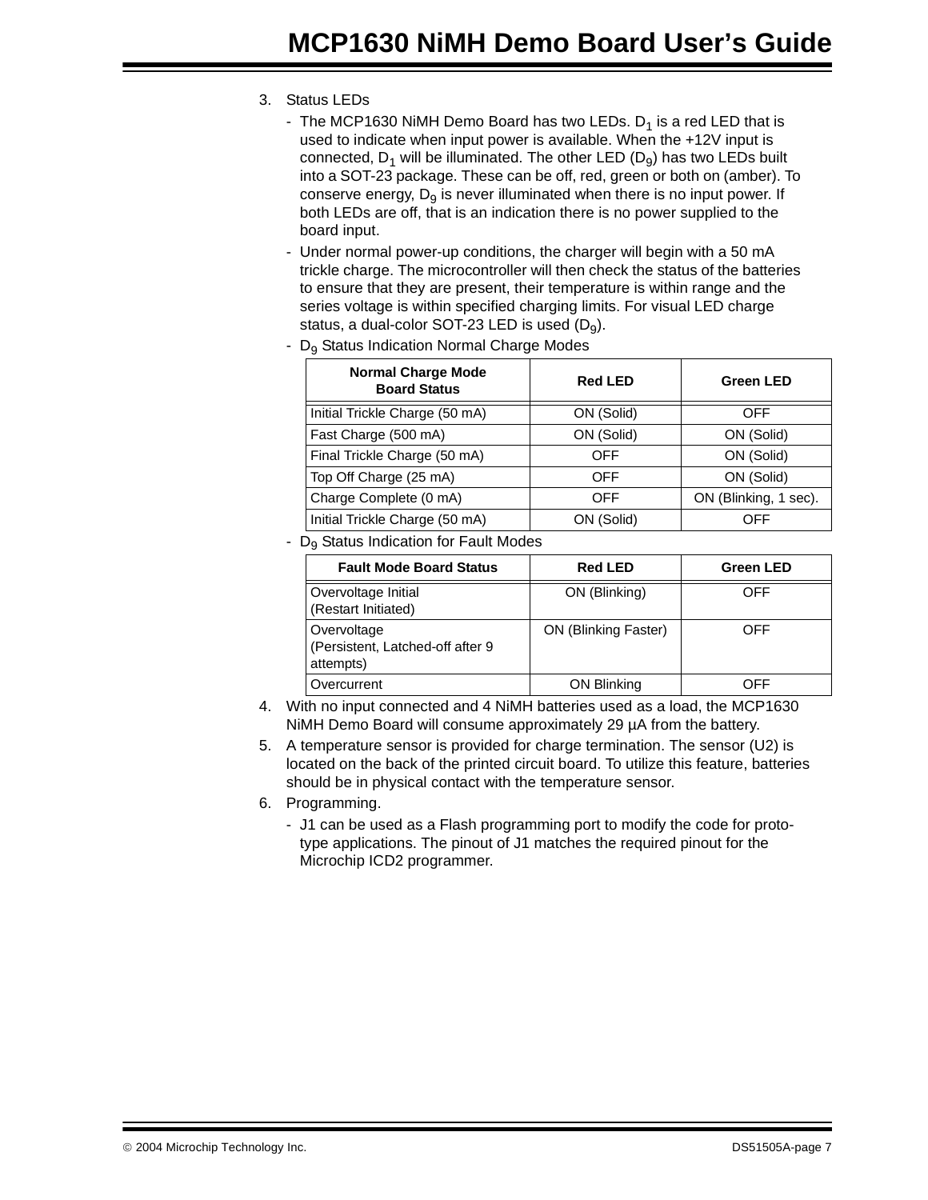3. Status LEDs
   - The MCP1630 NiMH Demo Board has two LEDs. $D_1$ is a red LED that is used to indicate when input power is available. When the +12V input is connected, $D_1$ will be illuminated. The other LED ($D_9$) has two LEDs built into a SOT-23 package. These can be off, red, green or both on (amber). To conserve energy, $D_9$ is never illuminated when there is no input power. If both LEDs are off, that is an indication there is no power supplied to the board input.
   - Under normal power-up conditions, the charger will begin with a 50 mA trickle charge. The microcontroller will then check the status of the batteries to ensure that they are present, their temperature is within range and the series voltage is within specified charging limits. For visual LED charge status, a dual-color SOT-23 LED is used ($D_9$).
   - $D_9$ Status Indication Normal Charge Modes

| Normal Charge Mode Board Status | Red LED | Green LED |
|---|---|---|
| Initial Trickle Charge (50 mA) | ON (Solid) | OFF |
| Fast Charge (500 mA) | ON (Solid) | ON (Solid) |
| Final Trickle Charge (50 mA) | OFF | ON (Solid) |
| Top Off Charge (25 mA) | OFF | ON (Solid) |
| Charge Complete (0 mA) | OFF | ON (Blinking, 1 sec). |
| Initial Trickle Charge (50 mA) | ON (Solid) | OFF |

   - $D_9$ Status Indication for Fault Modes

| Fault Mode Board Status | Red LED | Green LED |
|---|---|---|
| Overvoltage Initial (Restart Initiated) | ON (Blinking) | OFF |
| Overvoltage (Persistent, Latched-off after 9 attempts) | ON (Blinking Faster) | OFF |
| Overcurrent | ON Blinking | OFF |

4. With no input connected and 4 NiMH batteries used as a load, the MCP1630 NiMH Demo Board will consume approximately 29 µA from the battery.
5. A temperature sensor is provided for charge termination. The sensor (U2) is located on the back of the printed circuit board. To utilize this feature, batteries should be in physical contact with the temperature sensor.
6. Programming.
   - J1 can be used as a Flash programming port to modify the code for prototype applications. The pinout of J1 matches the required pinout for the Microchip ICD2 programmer.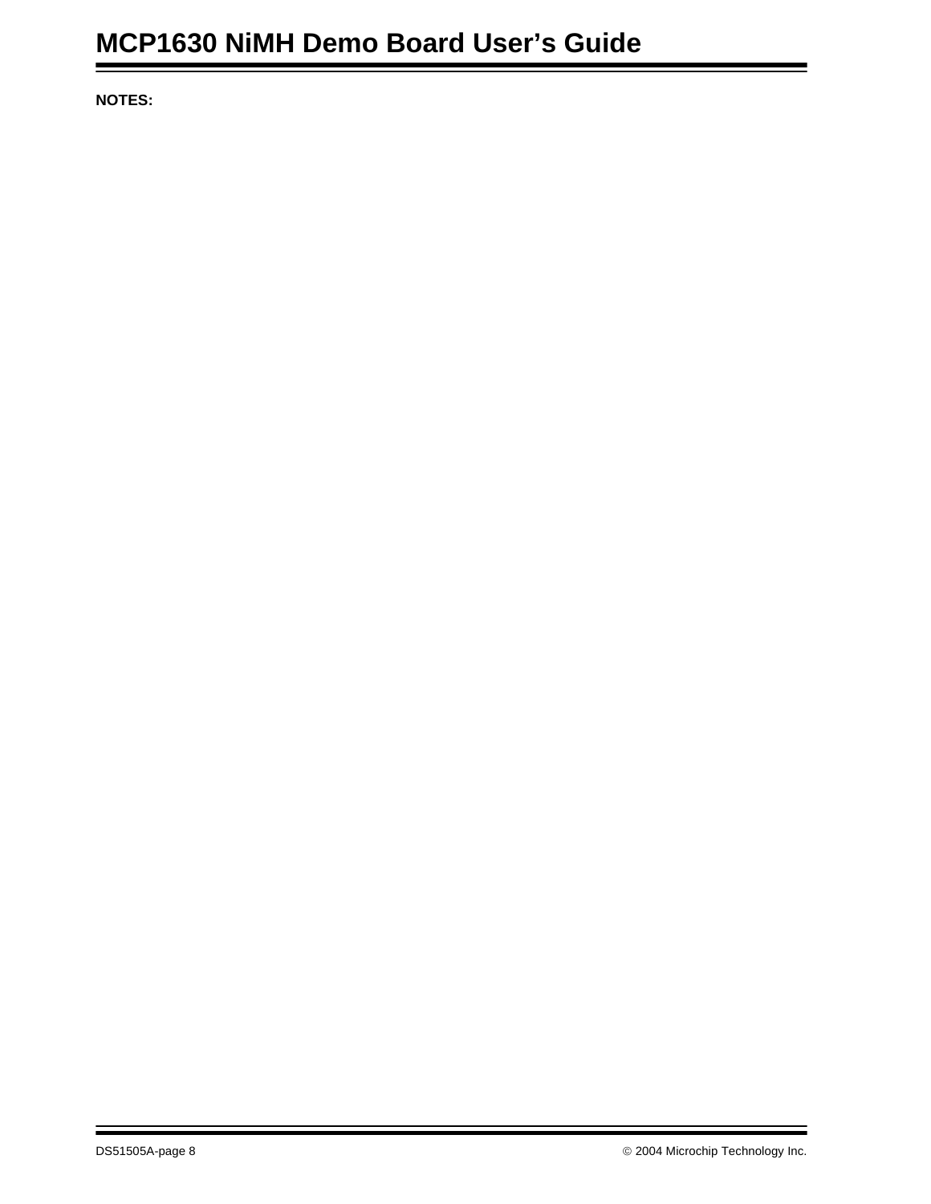**NOTES:**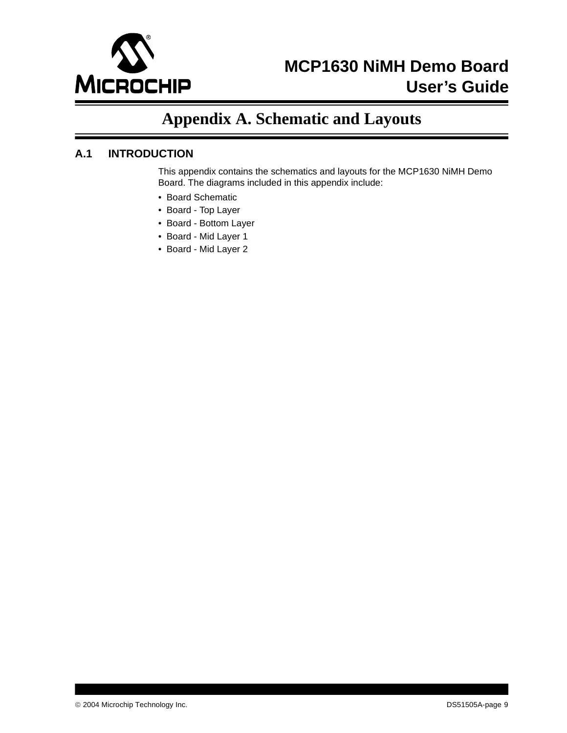# Appendix A. Schematic and Layouts

## A.1 INTRODUCTION

This appendix contains the schematics and layouts for the MCP1630 NiMH Demo Board. The diagrams included in this appendix include:

- Board Schematic
- Board - Top Layer
- Board - Bottom Layer
- Board - Mid Layer 1
- Board - Mid Layer 2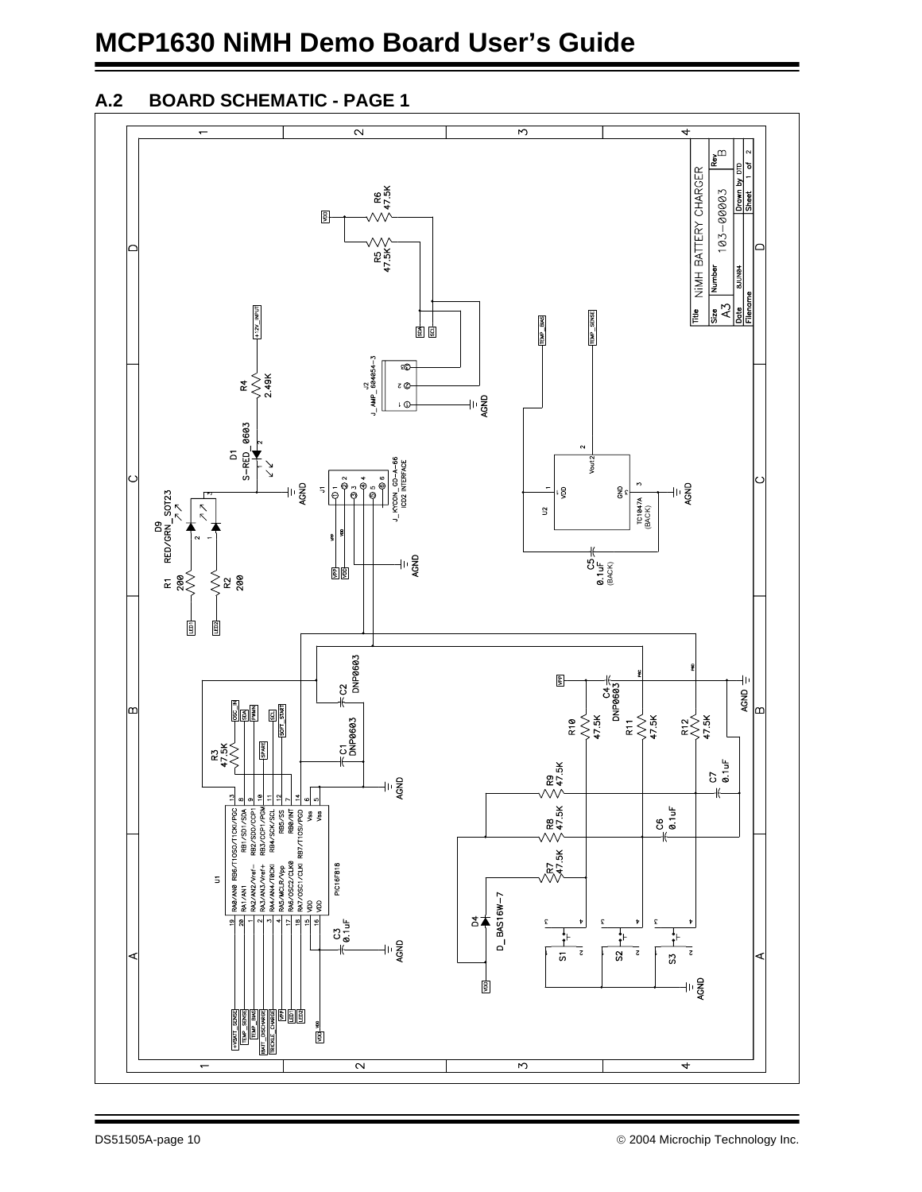## A.2 BOARD SCHEMATIC - PAGE 1

NiMH BATTERY CHARGER

| Title | NiMH BATTERY CHARGER | |
|---|---|---|
| Size | Number | Rev |
| A3 | 103-00003 | B |
| Date | 8JUN04 | Drawn by DTD |
| Filename | | Sheet 1 of 2 |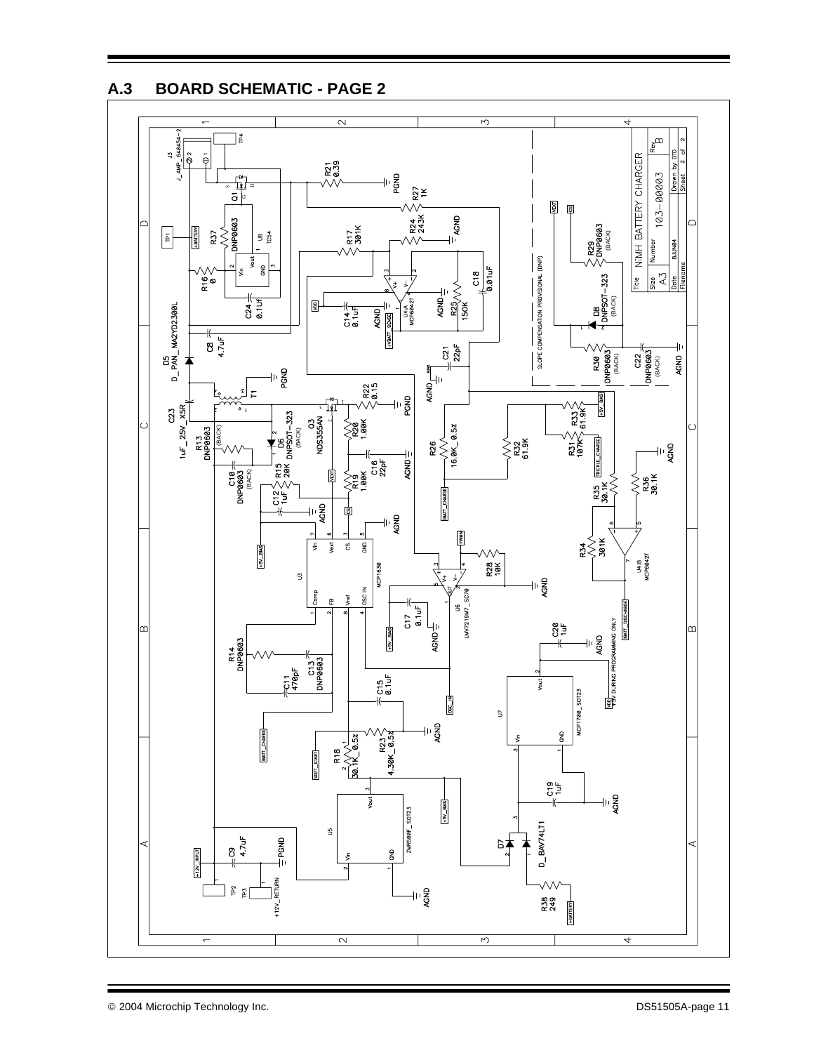## A.3 BOARD SCHEMATIC - PAGE 2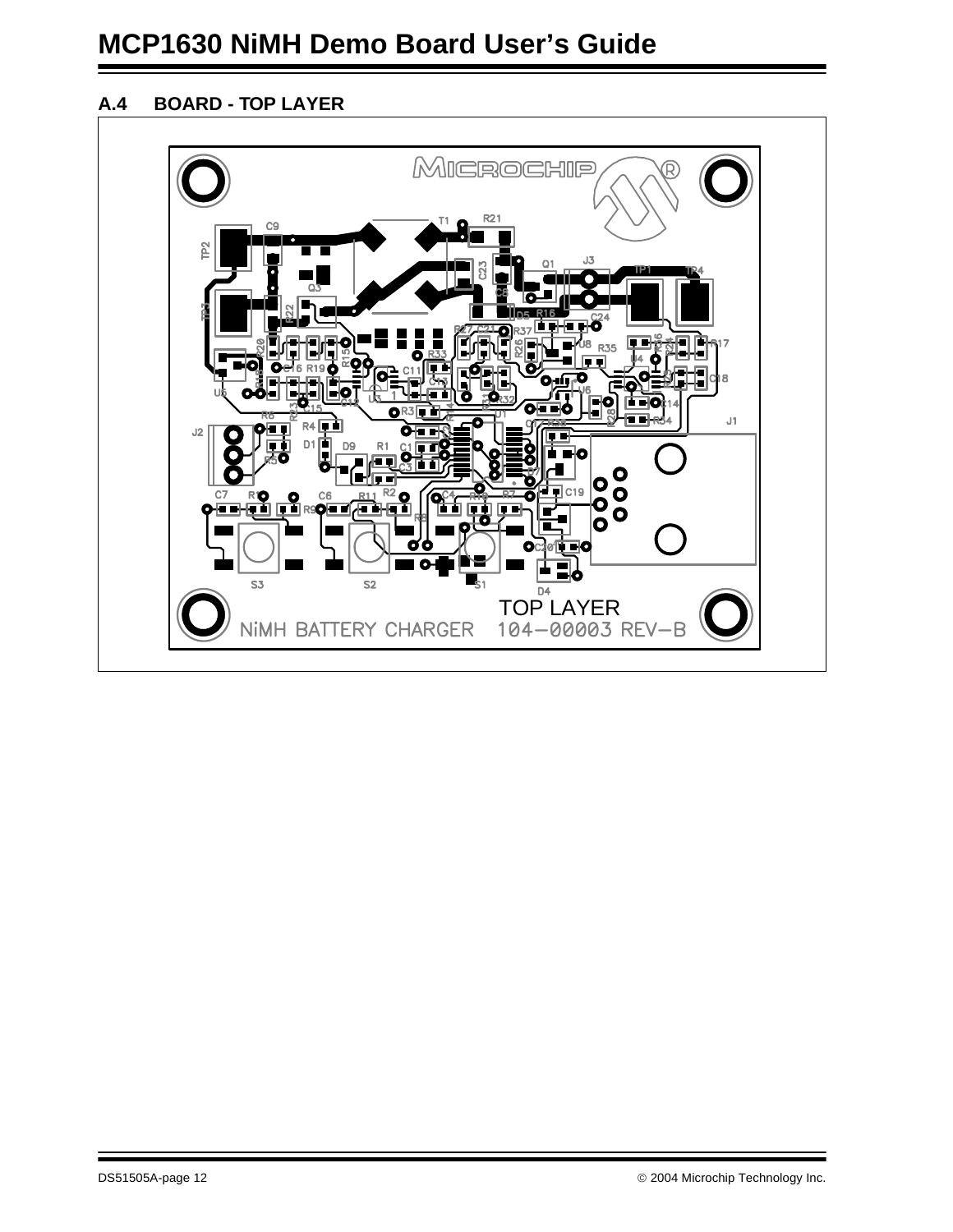## A.4 BOARD - TOP LAYER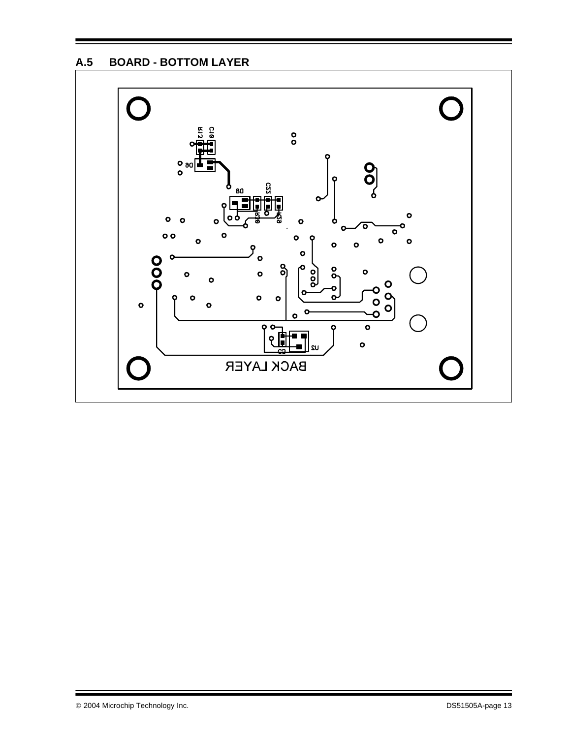## A.5 BOARD - BOTTOM LAYER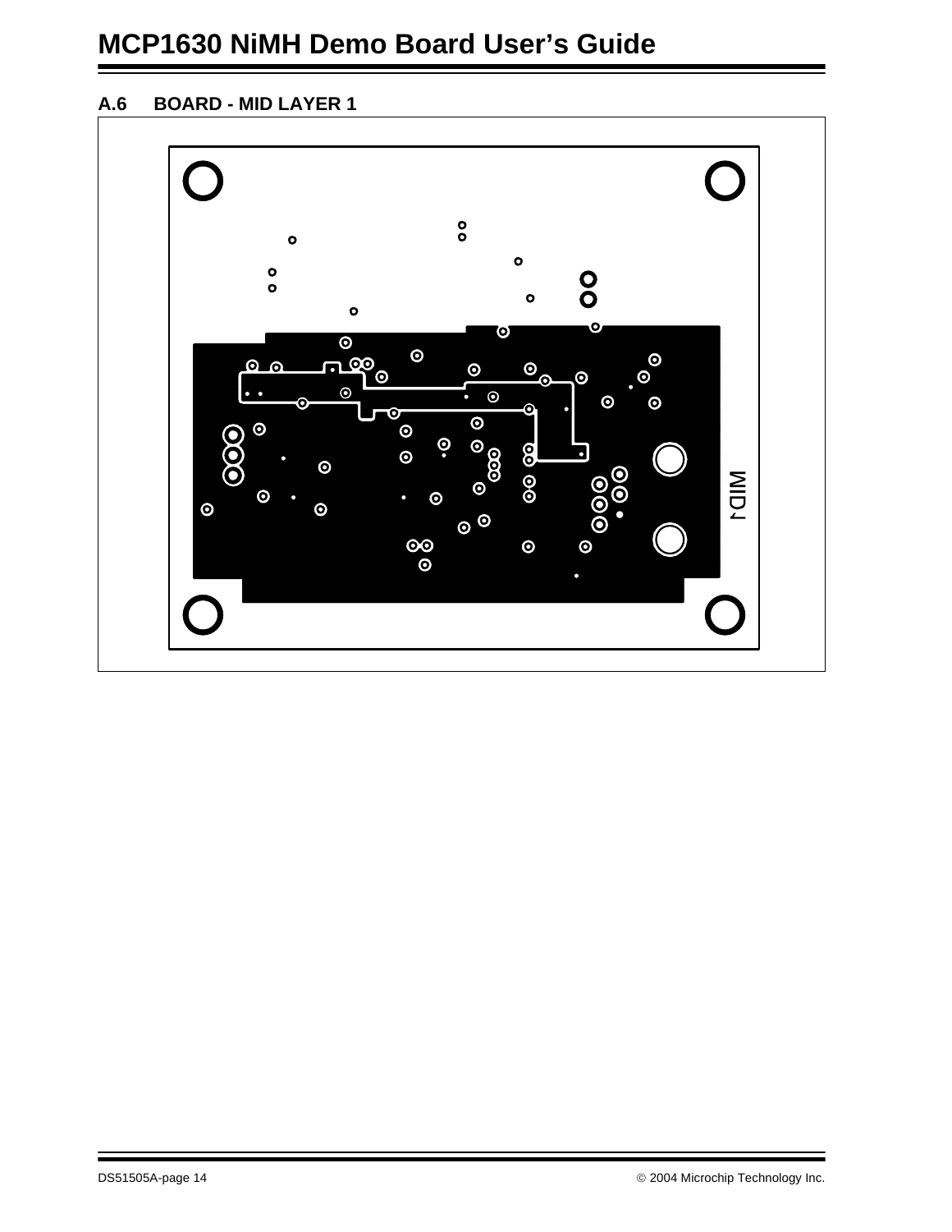## A.6 BOARD - MID LAYER 1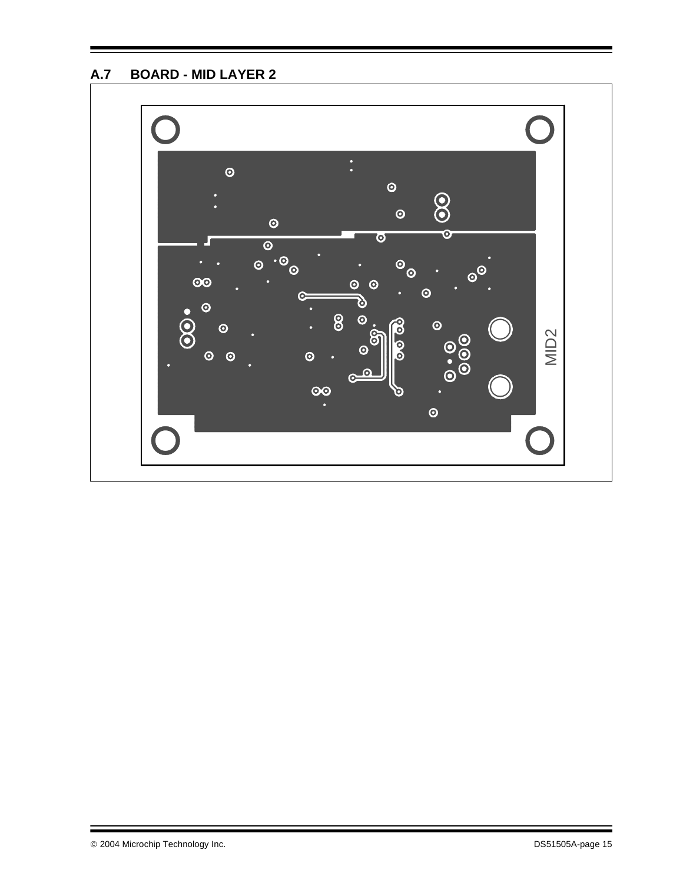## A.7 BOARD - MID LAYER 2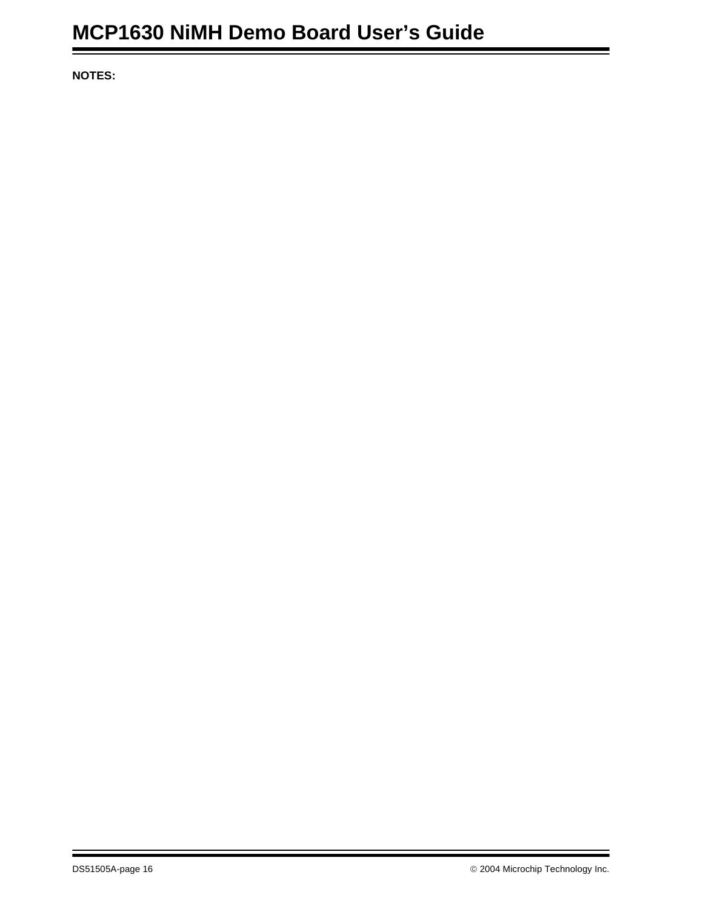**NOTES:**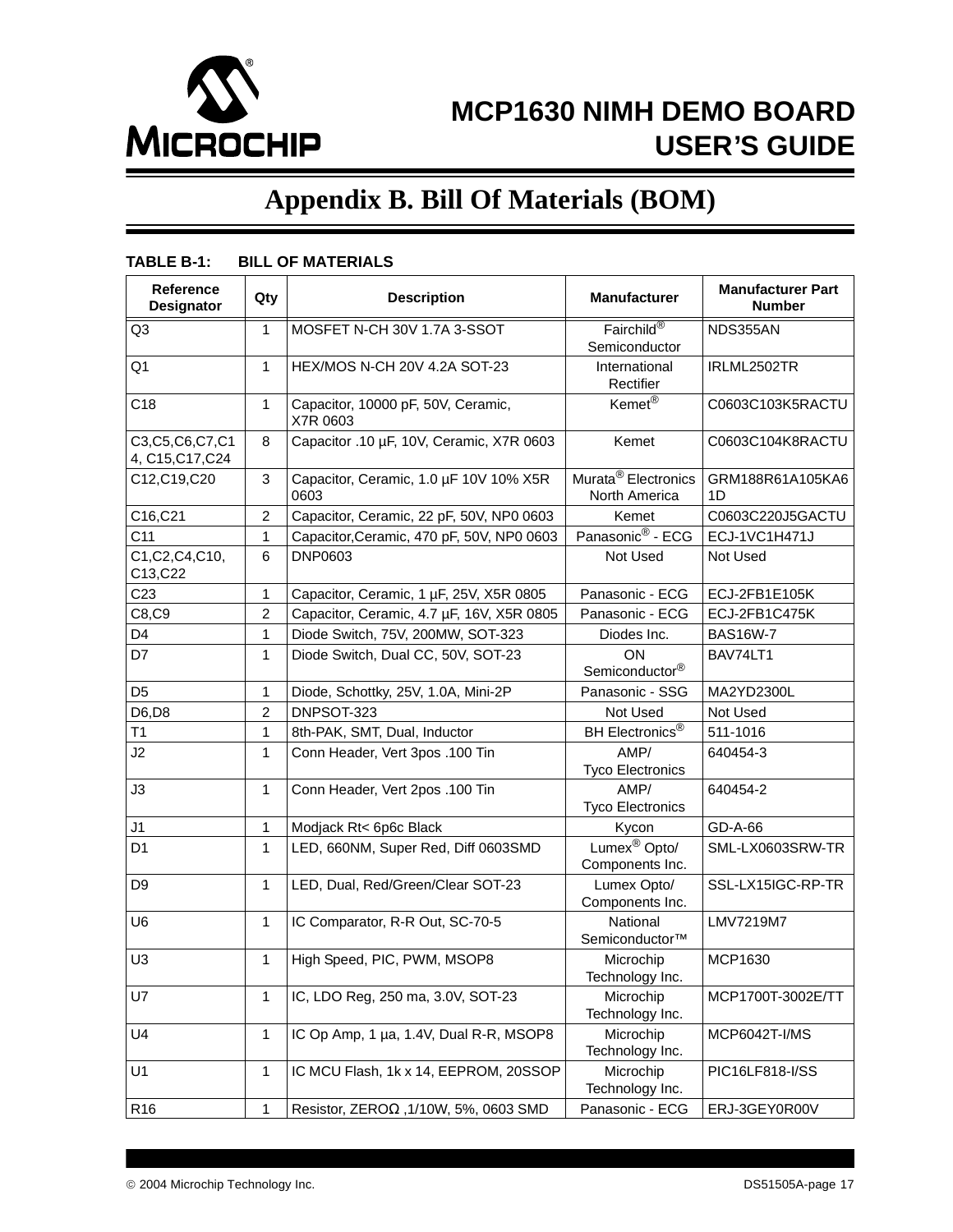# Appendix B. Bill Of Materials (BOM)

**TABLE B-1: BILL OF MATERIALS**

| Reference Designator | Qty | Description | Manufacturer | Manufacturer Part Number |
|---|---|---|---|---|
| Q3 | 1 | MOSFET N-CH 30V 1.7A 3-SSOT | Fairchild® Semiconductor | NDS355AN |
| Q1 | 1 | HEX/MOS N-CH 20V 4.2A SOT-23 | International Rectifier | IRLML2502TR |
| C18 | 1 | Capacitor, 10000 pF, 50V, Ceramic, X7R 0603 | Kemet® | C0603C103K5RACTU |
| C3,C5,C6,C7,C14, C15,C17,C24 | 8 | Capacitor .10 µF, 10V, Ceramic, X7R 0603 | Kemet | C0603C104K8RACTU |
| C12,C19,C20 | 3 | Capacitor, Ceramic, 1.0 µF 10V 10% X5R 0603 | Murata® Electronics North America | GRM188R61A105KA61D |
| C16,C21 | 2 | Capacitor, Ceramic, 22 pF, 50V, NP0 0603 | Kemet | C0603C220J5GACTU |
| C11 | 1 | Capacitor,Ceramic, 470 pF, 50V, NP0 0603 | Panasonic® - ECG | ECJ-1VC1H471J |
| C1,C2,C4,C10, C13,C22 | 6 | DNP0603 | Not Used | Not Used |
| C23 | 1 | Capacitor, Ceramic, 1 µF, 25V, X5R 0805 | Panasonic - ECG | ECJ-2FB1E105K |
| C8,C9 | 2 | Capacitor, Ceramic, 4.7 µF, 16V, X5R 0805 | Panasonic - ECG | ECJ-2FB1C475K |
| D4 | 1 | Diode Switch, 75V, 200MW, SOT-323 | Diodes Inc. | BAS16W-7 |
| D7 | 1 | Diode Switch, Dual CC, 50V, SOT-23 | ON Semiconductor® | BAV74LT1 |
| D5 | 1 | Diode, Schottky, 25V, 1.0A, Mini-2P | Panasonic - SSG | MA2YD2300L |
| D6,D8 | 2 | DNPSOT-323 | Not Used | Not Used |
| T1 | 1 | 8th-PAK, SMT, Dual, Inductor | BH Electronics® | 511-1016 |
| J2 | 1 | Conn Header, Vert 3pos .100 Tin | AMP/ Tyco Electronics | 640454-3 |
| J3 | 1 | Conn Header, Vert 2pos .100 Tin | AMP/ Tyco Electronics | 640454-2 |
| J1 | 1 | Modjack Rt< 6p6c Black | Kycon | GD-A-66 |
| D1 | 1 | LED, 660NM, Super Red, Diff 0603SMD | Lumex® Opto/ Components Inc. | SML-LX0603SRW-TR |
| D9 | 1 | LED, Dual, Red/Green/Clear SOT-23 | Lumex Opto/ Components Inc. | SSL-LX15IGC-RP-TR |
| U6 | 1 | IC Comparator, R-R Out, SC-70-5 | National Semiconductor™ | LMV7219M7 |
| U3 | 1 | High Speed, PIC, PWM, MSOP8 | Microchip Technology Inc. | MCP1630 |
| U7 | 1 | IC, LDO Reg, 250 ma, 3.0V, SOT-23 | Microchip Technology Inc. | MCP1700T-3002E/TT |
| U4 | 1 | IC Op Amp, 1 µa, 1.4V, Dual R-R, MSOP8 | Microchip Technology Inc. | MCP6042T-I/MS |
| U1 | 1 | IC MCU Flash, 1k x 14, EEPROM, 20SSOP | Microchip Technology Inc. | PIC16LF818-I/SS |
| R16 | 1 | Resistor, ZEROΩ ,1/10W, 5%, 0603 SMD | Panasonic - ECG | ERJ-3GEY0R00V |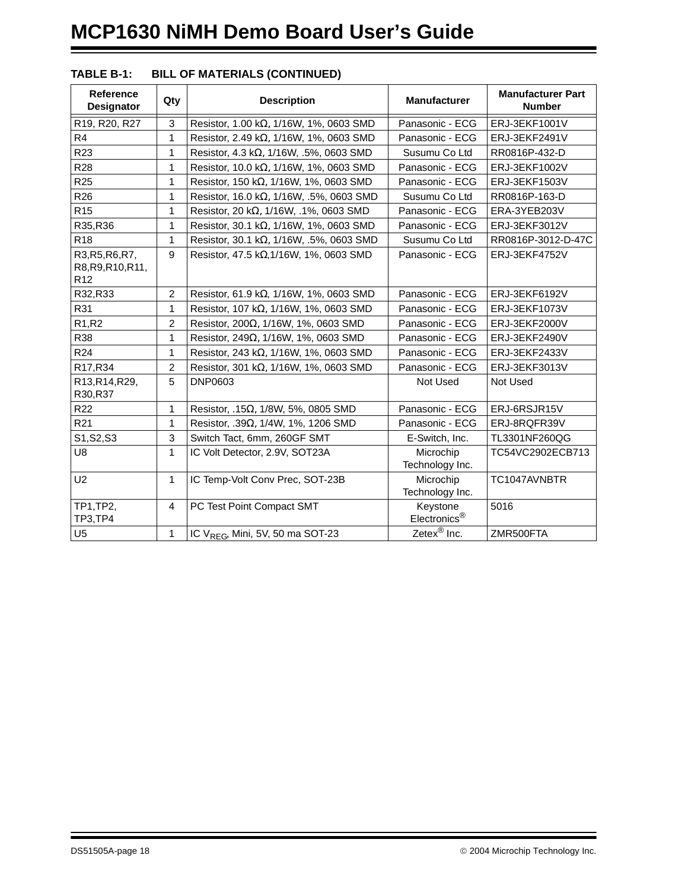**TABLE B-1: BILL OF MATERIALS (CONTINUED)**

| Reference Designator | Qty | Description | Manufacturer | Manufacturer Part Number |
|---|---|---|---|---|
| R19, R20, R27 | 3 | Resistor, 1.00 kΩ, 1/16W, 1%, 0603 SMD | Panasonic - ECG | ERJ-3EKF1001V |
| R4 | 1 | Resistor, 2.49 kΩ, 1/16W, 1%, 0603 SMD | Panasonic - ECG | ERJ-3EKF2491V |
| R23 | 1 | Resistor, 4.3 kΩ, 1/16W, .5%, 0603 SMD | Susumu Co Ltd | RR0816P-432-D |
| R28 | 1 | Resistor, 10.0 kΩ, 1/16W, 1%, 0603 SMD | Panasonic - ECG | ERJ-3EKF1002V |
| R25 | 1 | Resistor, 150 kΩ, 1/16W, 1%, 0603 SMD | Panasonic - ECG | ERJ-3EKF1503V |
| R26 | 1 | Resistor, 16.0 kΩ, 1/16W, .5%, 0603 SMD | Susumu Co Ltd | RR0816P-163-D |
| R15 | 1 | Resistor, 20 kΩ, 1/16W, .1%, 0603 SMD | Panasonic - ECG | ERA-3YEB203V |
| R35,R36 | 1 | Resistor, 30.1 kΩ, 1/16W, 1%, 0603 SMD | Panasonic - ECG | ERJ-3EKF3012V |
| R18 | 1 | Resistor, 30.1 kΩ, 1/16W, .5%, 0603 SMD | Susumu Co Ltd | RR0816P-3012-D-47C |
| R3,R5,R6,R7, R8,R9,R10,R11, R12 | 9 | Resistor, 47.5 kΩ,1/16W, 1%, 0603 SMD | Panasonic - ECG | ERJ-3EKF4752V |
| R32,R33 | 2 | Resistor, 61.9 kΩ, 1/16W, 1%, 0603 SMD | Panasonic - ECG | ERJ-3EKF6192V |
| R31 | 1 | Resistor, 107 kΩ, 1/16W, 1%, 0603 SMD | Panasonic - ECG | ERJ-3EKF1073V |
| R1,R2 | 2 | Resistor, 200Ω, 1/16W, 1%, 0603 SMD | Panasonic - ECG | ERJ-3EKF2000V |
| R38 | 1 | Resistor, 249Ω, 1/16W, 1%, 0603 SMD | Panasonic - ECG | ERJ-3EKF2490V |
| R24 | 1 | Resistor, 243 kΩ, 1/16W, 1%, 0603 SMD | Panasonic - ECG | ERJ-3EKF2433V |
| R17,R34 | 2 | Resistor, 301 kΩ, 1/16W, 1%, 0603 SMD | Panasonic - ECG | ERJ-3EKF3013V |
| R13,R14,R29, R30,R37 | 5 | DNP0603 | Not Used | Not Used |
| R22 | 1 | Resistor, .15Ω, 1/8W, 5%, 0805 SMD | Panasonic - ECG | ERJ-6RSJR15V |
| R21 | 1 | Resistor, .39Ω, 1/4W, 1%, 1206 SMD | Panasonic - ECG | ERJ-8RQFR39V |
| S1,S2,S3 | 3 | Switch Tact, 6mm, 260GF SMT | E-Switch, Inc. | TL3301NF260QG |
| U8 | 1 | IC Volt Detector, 2.9V, SOT23A | Microchip Technology Inc. | TC54VC2902ECB713 |
| U2 | 1 | IC Temp-Volt Conv Prec, SOT-23B | Microchip Technology Inc. | TC1047AVNBTR |
| TP1,TP2, TP3,TP4 | 4 | PC Test Point Compact SMT | Keystone Electronics® | 5016 |
| U5 | 1 | IC $V_{REG}$, Mini, 5V, 50 ma SOT-23 | Zetex® Inc. | ZMR500FTA |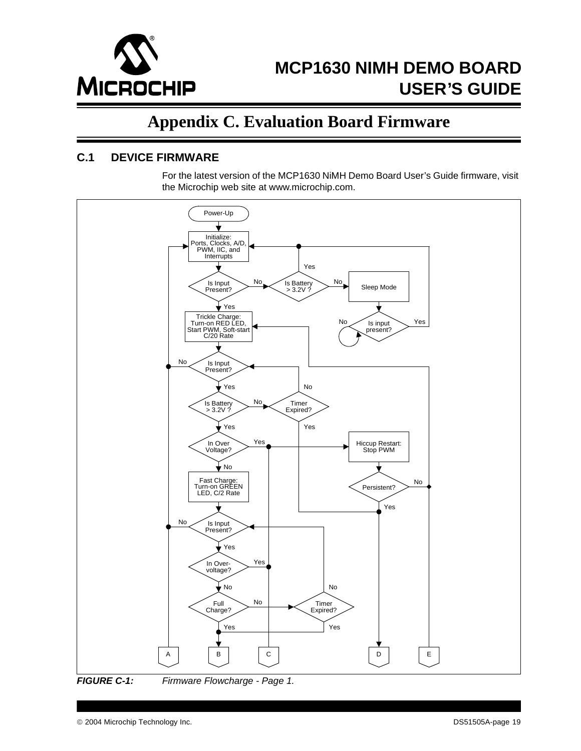# Appendix C. Evaluation Board Firmware

## C.1 DEVICE FIRMWARE

For the latest version of the MCP1630 NiMH Demo Board User's Guide firmware, visit the Microchip web site at www.microchip.com.

Power-Up

Initialize: Ports, Clocks, A/D, PWM, IIC, and Interrupts

Is Input Present? — No → Is Battery > 3.2V ? — No → Sleep Mode → Is input present? (No: loop; Yes: to Initialize)

Is Battery > 3.2V ? — Yes → to Initialize

Is Input Present? — Yes → Trickle Charge: Turn-on RED LED, Start PWM, Soft-start C/20 Rate

Is Input Present? (No → A)

Yes → Is Battery > 3.2V ? — No → Timer Expired? (No → Is Input Present?; Yes → D)

Yes → In Over Voltage? — Yes → Hiccup Restart: Stop PWM → Persistent? (No → E; Yes → D)

No → Fast Charge: Turn-on GREEN LED, C/2 Rate

Is Input Present? (No → A)

Yes → In Over-voltage? — Yes → C

No → Full Charge? — No → Timer Expired? (No → Is Input Present?; Yes → B)

Full Charge? — Yes → B

A B C D E

*FIGURE C-1: Firmware Flowcharge - Page 1.*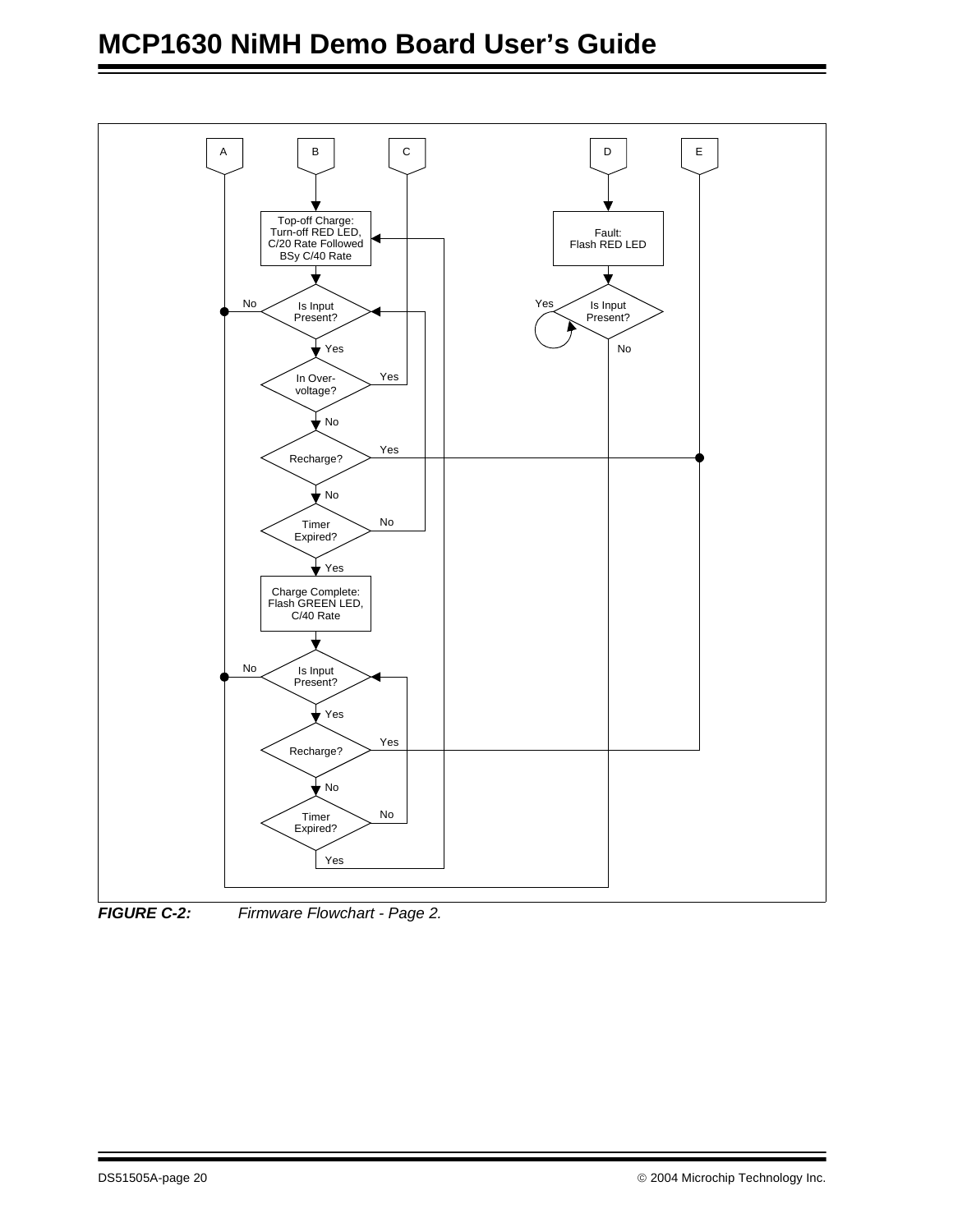A B C D E

Top-off Charge:
Turn-off RED LED,
C/20 Rate Followed
BSy C/40 Rate

Is Input Present?

No

Yes

In Over-voltage?

Yes

No

Recharge?

Yes

No

Timer Expired?

No

Yes

Charge Complete:
Flash GREEN LED,
C/40 Rate

Is Input Present?

No

Yes

Recharge?

Yes

No

Timer Expired?

No

Yes

Fault:
Flash RED LED

Is Input Present?

Yes

No

*FIGURE C-2:* *Firmware Flowchart - Page 2.*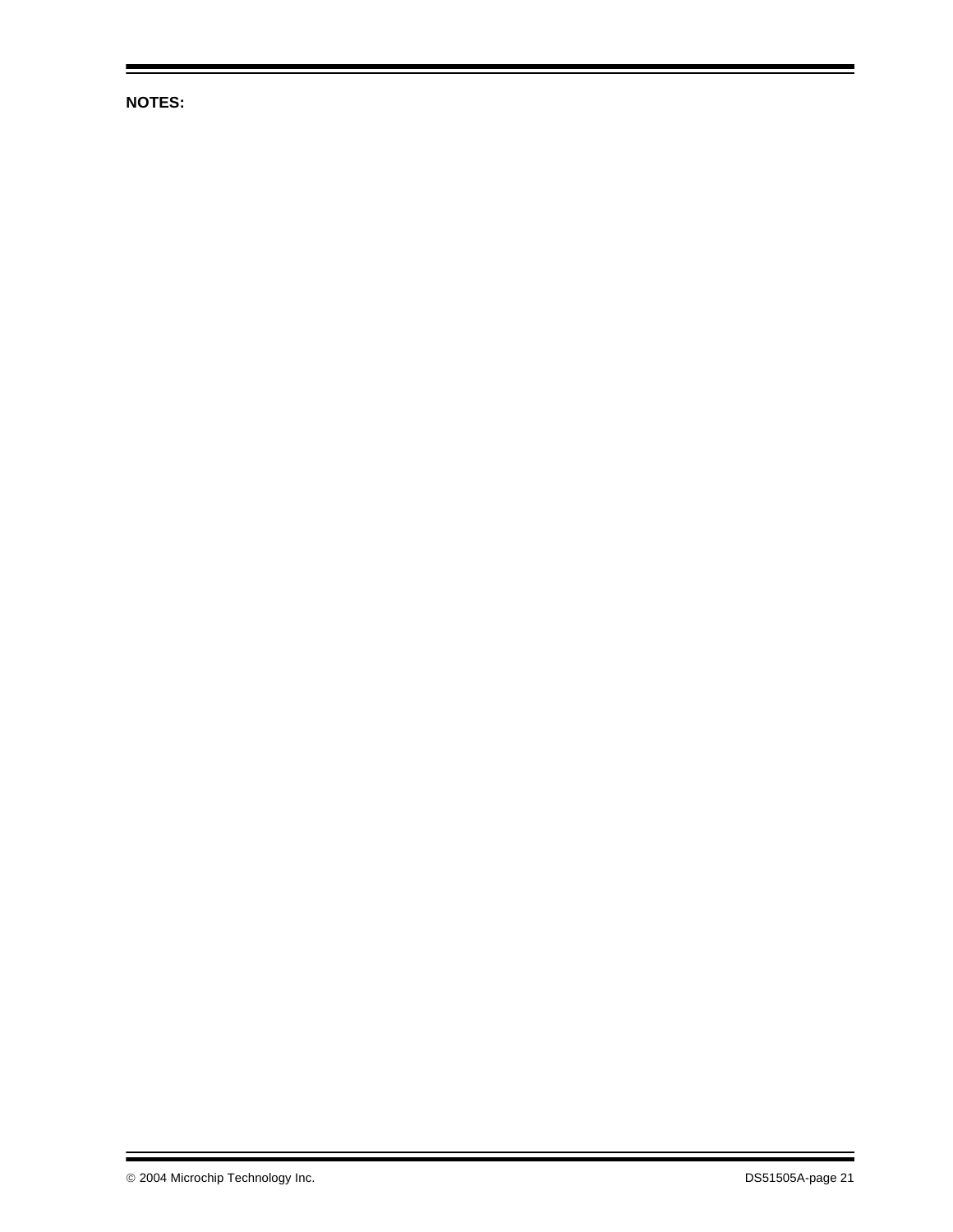**NOTES:**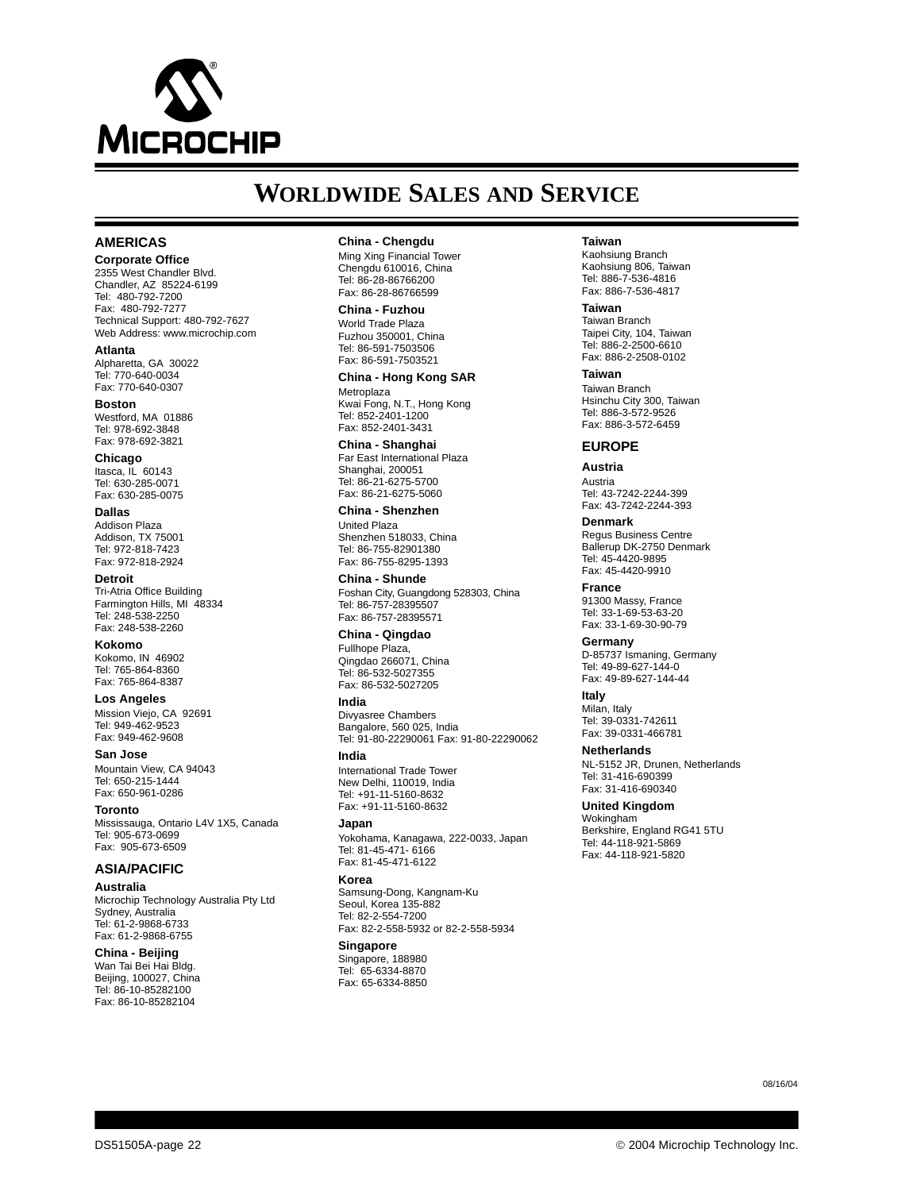# WORLDWIDE SALES AND SERVICE

## AMERICAS

**Corporate Office**
2355 West Chandler Blvd.
Chandler, AZ 85224-6199
Tel: 480-792-7200
Fax: 480-792-7277
Technical Support: 480-792-7627
Web Address: www.microchip.com

**Atlanta**
Alpharetta, GA 30022
Tel: 770-640-0034
Fax: 770-640-0307

**Boston**
Westford, MA 01886
Tel: 978-692-3848
Fax: 978-692-3821

**Chicago**
Itasca, IL 60143
Tel: 630-285-0071
Fax: 630-285-0075

**Dallas**
Addison Plaza
Addison, TX 75001
Tel: 972-818-7423
Fax: 972-818-2924

**Detroit**
Tri-Atria Office Building
Farmington Hills, MI 48334
Tel: 248-538-2250
Fax: 248-538-2260

**Kokomo**
Kokomo, IN 46902
Tel: 765-864-8360
Fax: 765-864-8387

**Los Angeles**
Mission Viejo, CA 92691
Tel: 949-462-9523
Fax: 949-462-9608

**San Jose**
Mountain View, CA 94043
Tel: 650-215-1444
Fax: 650-961-0286

**Toronto**
Mississauga, Ontario L4V 1X5, Canada
Tel: 905-673-0699
Fax: 905-673-6509

## ASIA/PACIFIC

**Australia**
Microchip Technology Australia Pty Ltd
Sydney, Australia
Tel: 61-2-9868-6733
Fax: 61-2-9868-6755

**China - Beijing**
Wan Tai Bei Hai Bldg.
Beijing, 100027, China
Tel: 86-10-85282100
Fax: 86-10-85282104

**China - Chengdu**
Ming Xing Financial Tower
Chengdu 610016, China
Tel: 86-28-86766200
Fax: 86-28-86766599

**China - Fuzhou**
World Trade Plaza
Fuzhou 350001, China
Tel: 86-591-7503506
Fax: 86-591-7503521

**China - Hong Kong SAR**
Metroplaza
Kwai Fong, N.T., Hong Kong
Tel: 852-2401-1200
Fax: 852-2401-3431

**China - Shanghai**
Far East International Plaza
Shanghai, 200051
Tel: 86-21-6275-5700
Fax: 86-21-6275-5060

**China - Shenzhen**
United Plaza
Shenzhen 518033, China
Tel: 86-755-82901380
Fax: 86-755-8295-1393

**China - Shunde**
Foshan City, Guangdong 528303, China
Tel: 86-757-28395507
Fax: 86-757-28395571

**China - Qingdao**
Fullhope Plaza,
Qingdao 266071, China
Tel: 86-532-5027355
Fax: 86-532-5027205

**India**
Divyasree Chambers
Bangalore, 560 025, India
Tel: 91-80-22290061 Fax: 91-80-22290062

**India**
International Trade Tower
New Delhi, 110019, India
Tel: +91-11-5160-8632
Fax: +91-11-5160-8632

**Japan**
Yokohama, Kanagawa, 222-0033, Japan
Tel: 81-45-471- 6166
Fax: 81-45-471-6122

**Korea**
Samsung-Dong, Kangnam-Ku
Seoul, Korea 135-882
Tel: 82-2-554-7200
Fax: 82-2-558-5932 or 82-2-558-5934

**Singapore**
Singapore, 188980
Tel: 65-6334-8870
Fax: 65-6334-8850

**Taiwan**
Kaohsiung Branch
Kaohsiung 806, Taiwan
Tel: 886-7-536-4816
Fax: 886-7-536-4817

**Taiwan**
Taiwan Branch
Taipei City, 104, Taiwan
Tel: 886-2-2500-6610
Fax: 886-2-2508-0102

**Taiwan**
Taiwan Branch
Hsinchu City 300, Taiwan
Tel: 886-3-572-9526
Fax: 886-3-572-6459

## EUROPE

**Austria**
Austria
Tel: 43-7242-2244-399
Fax: 43-7242-2244-393

**Denmark**
Regus Business Centre
Ballerup DK-2750 Denmark
Tel: 45-4420-9895
Fax: 45-4420-9910

**France**
91300 Massy, France
Tel: 33-1-69-53-63-20
Fax: 33-1-69-30-90-79

**Germany**
D-85737 Ismaning, Germany
Tel: 49-89-627-144-0
Fax: 49-89-627-144-44

**Italy**
Milan, Italy
Tel: 39-0331-742611
Fax: 39-0331-466781

**Netherlands**
NL-5152 JR, Drunen, Netherlands
Tel: 31-416-690399
Fax: 31-416-690340

**United Kingdom**
Wokingham
Berkshire, England RG41 5TU
Tel: 44-118-921-5869
Fax: 44-118-921-5820

08/16/04